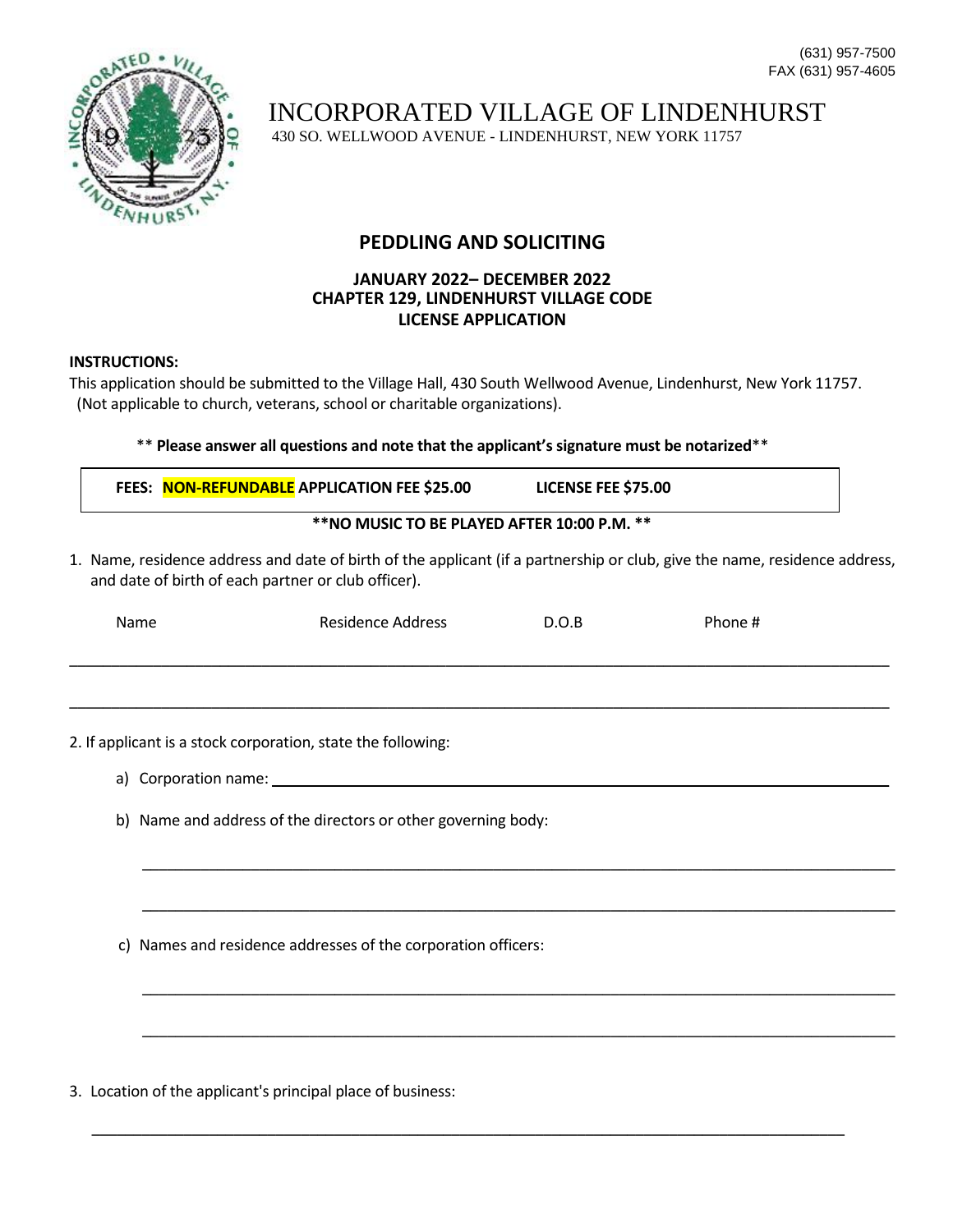(631) 957-7500
FAX (631) 957-4605

# INCORPORATED VILLAGE OF LINDENHURST

430 SO. WELLWOOD AVENUE - LINDENHURST, NEW YORK 11757

## PEDDLING AND SOLICITING

**JANUARY 2022– DECEMBER 2022**
**CHAPTER 129, LINDENHURST VILLAGE CODE**
**LICENSE APPLICATION**

**INSTRUCTIONS:**
This application should be submitted to the Village Hall, 430 South Wellwood Avenue, Lindenhurst, New York 11757. (Not applicable to church, veterans, school or charitable organizations).

** **Please answer all questions and note that the applicant's signature must be notarized****

| **FEES: NON-REFUNDABLE APPLICATION FEE $25.00** | **LICENSE FEE $75.00** |
|---|---|

****NO MUSIC TO BE PLAYED AFTER 10:00 P.M. ****

1. Name, residence address and date of birth of the applicant (if a partnership or club, give the name, residence address, and date of birth of each partner or club officer).

| Name | Residence Address | D.O.B | Phone # |
|---|---|---|---|
| | | | |
| | | | |

2. If applicant is a stock corporation, state the following:

   a) Corporation name: ______________________________________________

   b) Name and address of the directors or other governing body:

   ______________________________________________

   ______________________________________________

   c) Names and residence addresses of the corporation officers:

   ______________________________________________

   ______________________________________________

3. Location of the applicant's principal place of business:

   ______________________________________________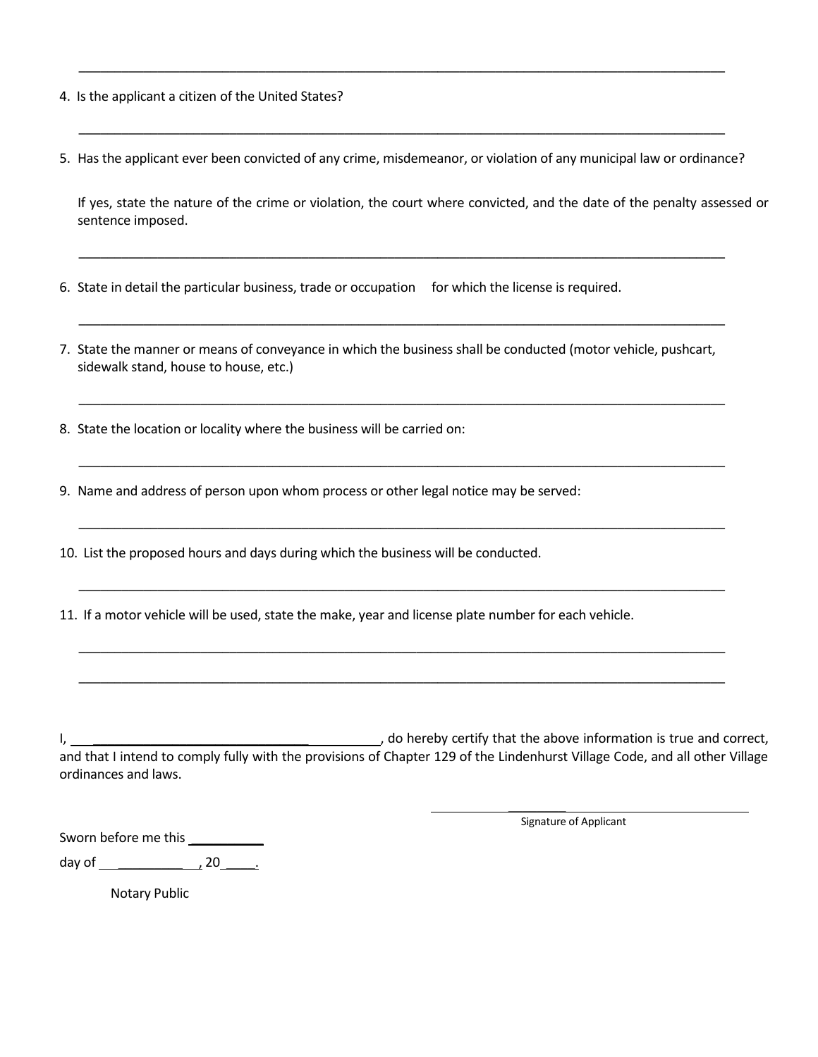\_\_\_\_\_\_\_\_\_\_\_\_\_\_\_\_\_\_\_\_\_\_\_\_\_\_\_\_\_\_\_\_\_\_\_\_\_\_\_\_\_\_\_\_\_\_\_\_\_\_\_\_\_\_\_\_\_\_\_\_

4. Is the applicant a citizen of the United States?

\_\_\_\_\_\_\_\_\_\_\_\_\_\_\_\_\_\_\_\_\_\_\_\_\_\_\_\_\_\_\_\_\_\_\_\_\_\_\_\_\_\_\_\_\_\_\_\_\_\_\_\_\_\_\_\_\_\_\_\_

5. Has the applicant ever been convicted of any crime, misdemeanor, or violation of any municipal law or ordinance?

   If yes, state the nature of the crime or violation, the court where convicted, and the date of the penalty assessed or sentence imposed.

   \_\_\_\_\_\_\_\_\_\_\_\_\_\_\_\_\_\_\_\_\_\_\_\_\_\_\_\_\_\_\_\_\_\_\_\_\_\_\_\_\_\_\_\_\_\_\_\_\_\_\_\_\_\_\_\_\_\_\_\_

6. State in detail the particular business, trade or occupation for which the license is required.

   \_\_\_\_\_\_\_\_\_\_\_\_\_\_\_\_\_\_\_\_\_\_\_\_\_\_\_\_\_\_\_\_\_\_\_\_\_\_\_\_\_\_\_\_\_\_\_\_\_\_\_\_\_\_\_\_\_\_\_\_

7. State the manner or means of conveyance in which the business shall be conducted (motor vehicle, pushcart, sidewalk stand, house to house, etc.)

   \_\_\_\_\_\_\_\_\_\_\_\_\_\_\_\_\_\_\_\_\_\_\_\_\_\_\_\_\_\_\_\_\_\_\_\_\_\_\_\_\_\_\_\_\_\_\_\_\_\_\_\_\_\_\_\_\_\_\_\_

8. State the location or locality where the business will be carried on:

   \_\_\_\_\_\_\_\_\_\_\_\_\_\_\_\_\_\_\_\_\_\_\_\_\_\_\_\_\_\_\_\_\_\_\_\_\_\_\_\_\_\_\_\_\_\_\_\_\_\_\_\_\_\_\_\_\_\_\_\_

9. Name and address of person upon whom process or other legal notice may be served:

   \_\_\_\_\_\_\_\_\_\_\_\_\_\_\_\_\_\_\_\_\_\_\_\_\_\_\_\_\_\_\_\_\_\_\_\_\_\_\_\_\_\_\_\_\_\_\_\_\_\_\_\_\_\_\_\_\_\_\_\_

10. List the proposed hours and days during which the business will be conducted.

    \_\_\_\_\_\_\_\_\_\_\_\_\_\_\_\_\_\_\_\_\_\_\_\_\_\_\_\_\_\_\_\_\_\_\_\_\_\_\_\_\_\_\_\_\_\_\_\_\_\_\_\_\_\_\_\_\_\_\_\_

11. If a motor vehicle will be used, state the make, year and license plate number for each vehicle.

    \_\_\_\_\_\_\_\_\_\_\_\_\_\_\_\_\_\_\_\_\_\_\_\_\_\_\_\_\_\_\_\_\_\_\_\_\_\_\_\_\_\_\_\_\_\_\_\_\_\_\_\_\_\_\_\_\_\_\_\_

    \_\_\_\_\_\_\_\_\_\_\_\_\_\_\_\_\_\_\_\_\_\_\_\_\_\_\_\_\_\_\_\_\_\_\_\_\_\_\_\_\_\_\_\_\_\_\_\_\_\_\_\_\_\_\_\_\_\_\_\_

I, \_\_\_\_\_\_\_\_\_\_\_\_\_\_\_\_\_\_\_\_\_\_\_\_\_\_\_\_\_\_\_\_\_\_\_\_, do hereby certify that the above information is true and correct, and that I intend to comply fully with the provisions of Chapter 129 of the Lindenhurst Village Code, and all other Village ordinances and laws.

\_\_\_\_\_\_\_\_\_\_\_\_\_\_\_\_\_\_\_\_\_\_\_\_\_\_\_\_\_\_\_\_\_\_\_\_

Signature of Applicant

Sworn before me this \_\_\_\_\_\_\_\_\_\_

day of \_\_\_\_\_\_\_\_\_\_\_\_\_, 20\_\_\_\_\_.

Notary Public